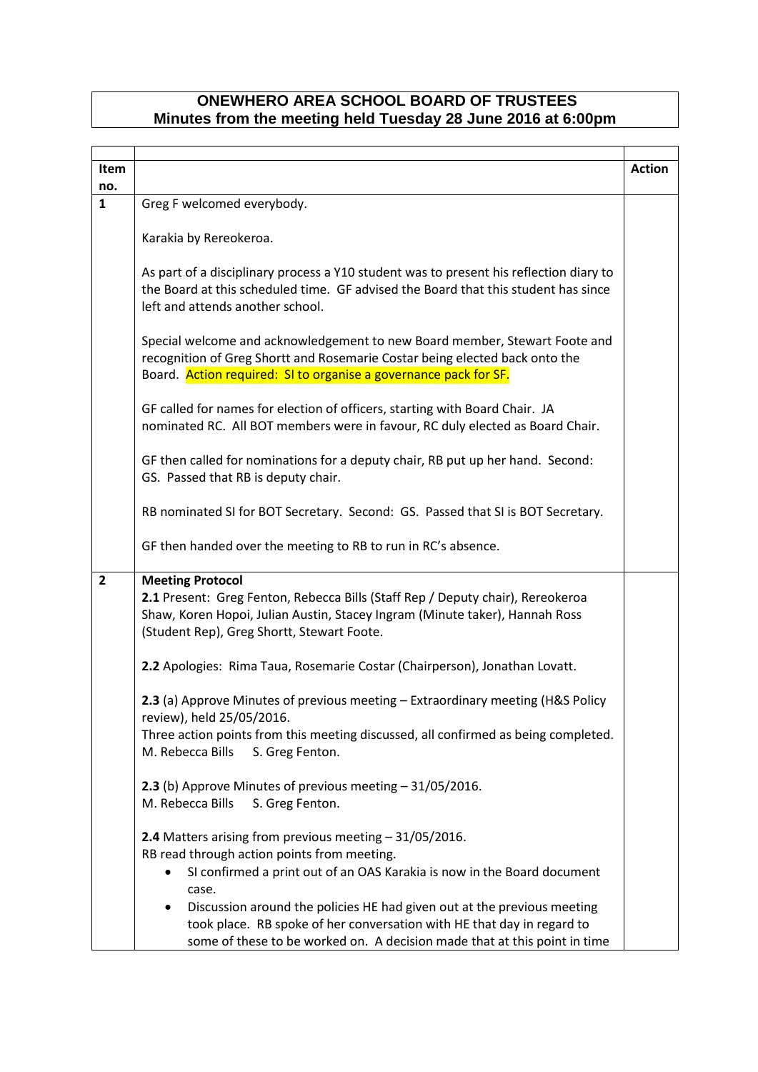# ONEWHERO AREA SCHOOL BOARD OF TRUSTEES
## Minutes from the meeting held Tuesday 28 June 2016 at 6:00pm

| Item no. | | Action |
|---|---|---|
| **1** | Greg F welcomed everybody.<br><br>Karakia by Rereokeroa.<br><br>As part of a disciplinary process a Y10 student was to present his reflection diary to the Board at this scheduled time. GF advised the Board that this student has since left and attends another school.<br><br>Special welcome and acknowledgement to new Board member, Stewart Foote and recognition of Greg Shortt and Rosemarie Costar being elected back onto the Board. Action required: SI to organise a governance pack for SF.<br><br>GF called for names for election of officers, starting with Board Chair. JA nominated RC. All BOT members were in favour, RC duly elected as Board Chair.<br><br>GF then called for nominations for a deputy chair, RB put up her hand. Second: GS. Passed that RB is deputy chair.<br><br>RB nominated SI for BOT Secretary. Second: GS. Passed that SI is BOT Secretary.<br><br>GF then handed over the meeting to RB to run in RC's absence. | |
| **2** | **Meeting Protocol**<br>**2.1** Present: Greg Fenton, Rebecca Bills (Staff Rep / Deputy chair), Rereokeroa Shaw, Koren Hopoi, Julian Austin, Stacey Ingram (Minute taker), Hannah Ross (Student Rep), Greg Shortt, Stewart Foote.<br><br>**2.2** Apologies: Rima Taua, Rosemarie Costar (Chairperson), Jonathan Lovatt.<br><br>**2.3** (a) Approve Minutes of previous meeting – Extraordinary meeting (H&S Policy review), held 25/05/2016.<br>Three action points from this meeting discussed, all confirmed as being completed.<br>M. Rebecca Bills S. Greg Fenton.<br><br>**2.3** (b) Approve Minutes of previous meeting – 31/05/2016.<br>M. Rebecca Bills S. Greg Fenton.<br><br>**2.4** Matters arising from previous meeting – 31/05/2016.<br>RB read through action points from meeting.<br>• SI confirmed a print out of an OAS Karakia is now in the Board document case.<br>• Discussion around the policies HE had given out at the previous meeting took place. RB spoke of her conversation with HE that day in regard to some of these to be worked on. A decision made that at this point in time | |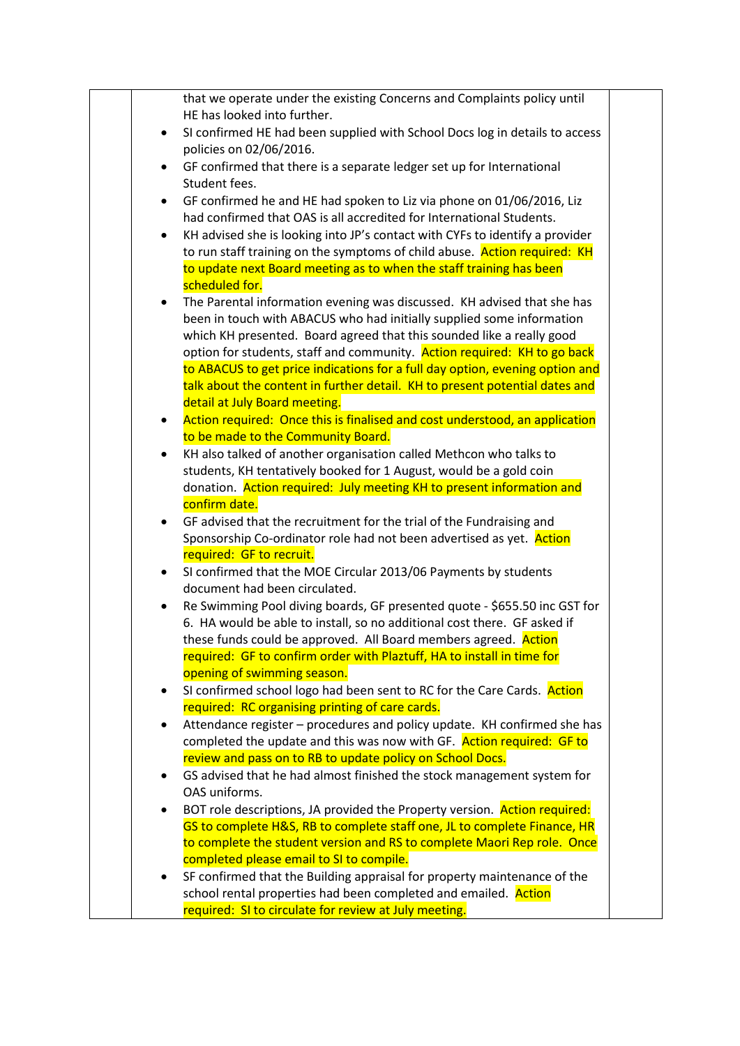that we operate under the existing Concerns and Complaints policy until HE has looked into further.

- SI confirmed HE had been supplied with School Docs log in details to access policies on 02/06/2016.
- GF confirmed that there is a separate ledger set up for International Student fees.
- GF confirmed he and HE had spoken to Liz via phone on 01/06/2016, Liz had confirmed that OAS is all accredited for International Students.
- KH advised she is looking into JP's contact with CYFs to identify a provider to run staff training on the symptoms of child abuse. Action required: KH to update next Board meeting as to when the staff training has been scheduled for.
- The Parental information evening was discussed. KH advised that she has been in touch with ABACUS who had initially supplied some information which KH presented. Board agreed that this sounded like a really good option for students, staff and community. Action required: KH to go back to ABACUS to get price indications for a full day option, evening option and talk about the content in further detail. KH to present potential dates and detail at July Board meeting.
- Action required: Once this is finalised and cost understood, an application to be made to the Community Board.
- KH also talked of another organisation called Methcon who talks to students, KH tentatively booked for 1 August, would be a gold coin donation. Action required: July meeting KH to present information and confirm date.
- GF advised that the recruitment for the trial of the Fundraising and Sponsorship Co-ordinator role had not been advertised as yet. Action required: GF to recruit.
- SI confirmed that the MOE Circular 2013/06 Payments by students document had been circulated.
- Re Swimming Pool diving boards, GF presented quote - $655.50 inc GST for 6. HA would be able to install, so no additional cost there. GF asked if these funds could be approved. All Board members agreed. Action required: GF to confirm order with Plaztuff, HA to install in time for opening of swimming season.
- SI confirmed school logo had been sent to RC for the Care Cards. Action required: RC organising printing of care cards.
- Attendance register – procedures and policy update. KH confirmed she has completed the update and this was now with GF. Action required: GF to review and pass on to RB to update policy on School Docs.
- GS advised that he had almost finished the stock management system for OAS uniforms.
- BOT role descriptions, JA provided the Property version. Action required: GS to complete H&S, RB to complete staff one, JL to complete Finance, HR to complete the student version and RS to complete Maori Rep role. Once completed please email to SI to compile.
- SF confirmed that the Building appraisal for property maintenance of the school rental properties had been completed and emailed. Action required: SI to circulate for review at July meeting.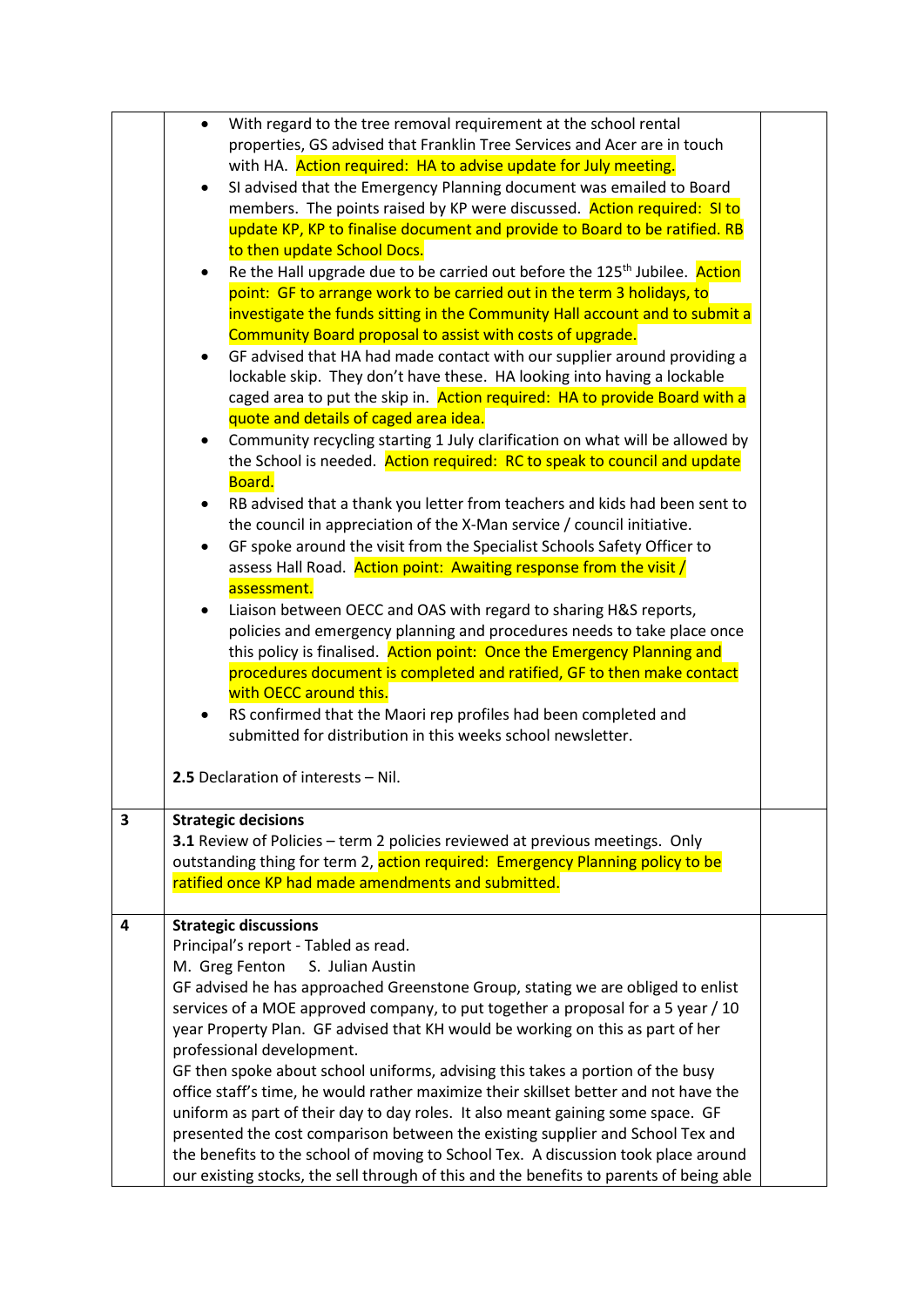| | | |
|---|---|---|
| | - With regard to the tree removal requirement at the school rental properties, GS advised that Franklin Tree Services and Acer are in touch with HA. Action required: HA to advise update for July meeting.<br>- SI advised that the Emergency Planning document was emailed to Board members. The points raised by KP were discussed. Action required: SI to update KP, KP to finalise document and provide to Board to be ratified. RB to then update School Docs.<br>- Re the Hall upgrade due to be carried out before the 125th Jubilee. Action point: GF to arrange work to be carried out in the term 3 holidays, to investigate the funds sitting in the Community Hall account and to submit a Community Board proposal to assist with costs of upgrade.<br>- GF advised that HA had made contact with our supplier around providing a lockable skip. They don't have these. HA looking into having a lockable caged area to put the skip in. Action required: HA to provide Board with a quote and details of caged area idea.<br>- Community recycling starting 1 July clarification on what will be allowed by the School is needed. Action required: RC to speak to council and update Board.<br>- RB advised that a thank you letter from teachers and kids had been sent to the council in appreciation of the X-Man service / council initiative.<br>- GF spoke around the visit from the Specialist Schools Safety Officer to assess Hall Road. Action point: Awaiting response from the visit / assessment.<br>- Liaison between OECC and OAS with regard to sharing H&S reports, policies and emergency planning and procedures needs to take place once this policy is finalised. Action point: Once the Emergency Planning and procedures document is completed and ratified, GF to then make contact with OECC around this.<br>- RS confirmed that the Maori rep profiles had been completed and submitted for distribution in this weeks school newsletter.<br><br>**2.5** Declaration of interests – Nil. | |
| **3** | **Strategic decisions**<br>**3.1** Review of Policies – term 2 policies reviewed at previous meetings. Only outstanding thing for term 2, action required: Emergency Planning policy to be ratified once KP had made amendments and submitted. | |
| **4** | **Strategic discussions**<br>Principal's report - Tabled as read.<br>M. Greg Fenton S. Julian Austin<br>GF advised he has approached Greenstone Group, stating we are obliged to enlist services of a MOE approved company, to put together a proposal for a 5 year / 10 year Property Plan. GF advised that KH would be working on this as part of her professional development.<br>GF then spoke about school uniforms, advising this takes a portion of the busy office staff's time, he would rather maximize their skillset better and not have the uniform as part of their day to day roles. It also meant gaining some space. GF presented the cost comparison between the existing supplier and School Tex and the benefits to the school of moving to School Tex. A discussion took place around our existing stocks, the sell through of this and the benefits to parents of being able | |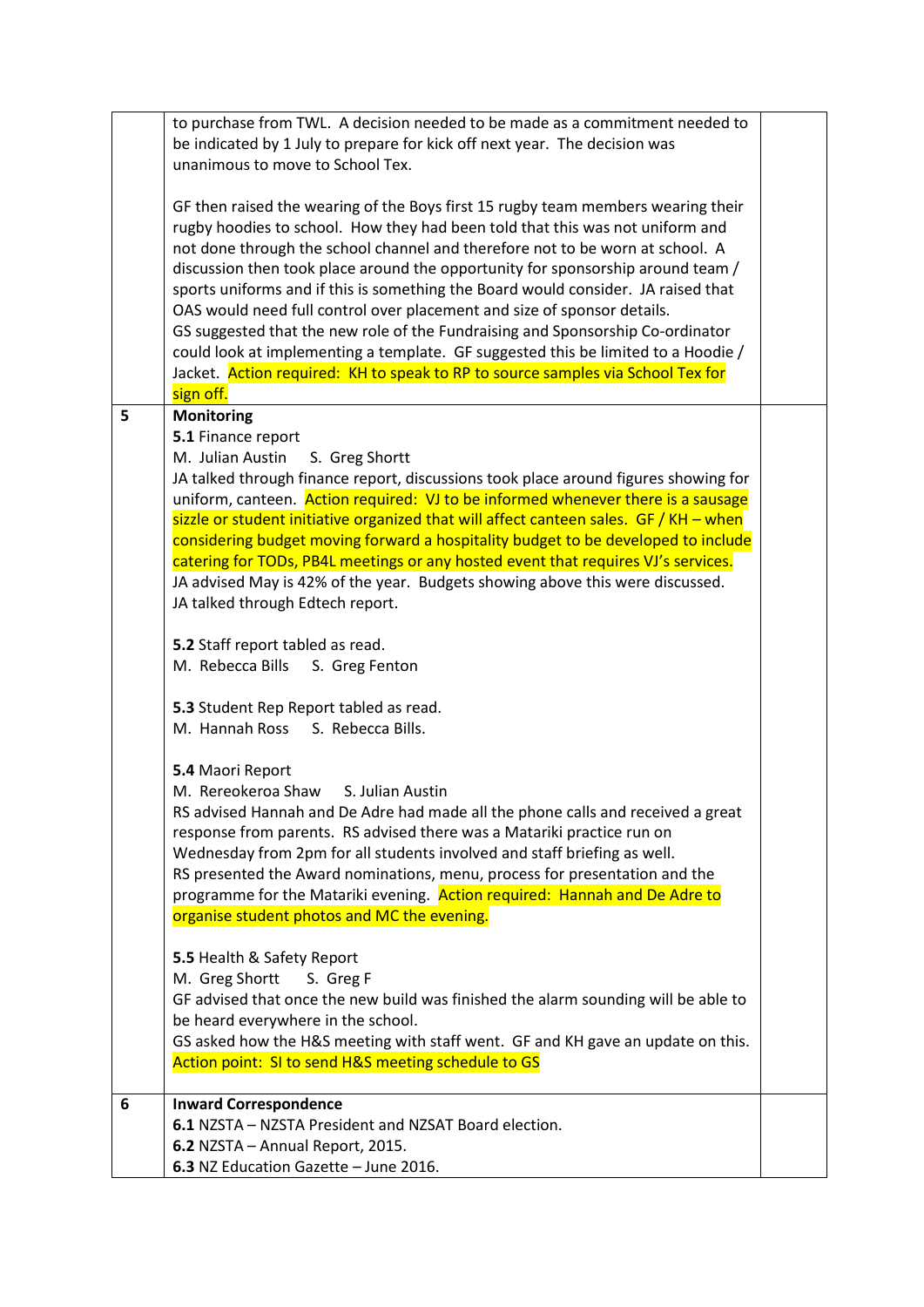| | | |
|---|---|---|
| | to purchase from TWL. A decision needed to be made as a commitment needed to be indicated by 1 July to prepare for kick off next year. The decision was unanimous to move to School Tex.<br><br>GF then raised the wearing of the Boys first 15 rugby team members wearing their rugby hoodies to school. How they had been told that this was not uniform and not done through the school channel and therefore not to be worn at school. A discussion then took place around the opportunity for sponsorship around team / sports uniforms and if this is something the Board would consider. JA raised that OAS would need full control over placement and size of sponsor details.<br>GS suggested that the new role of the Fundraising and Sponsorship Co-ordinator could look at implementing a template. GF suggested this be limited to a Hoodie / Jacket. Action required: KH to speak to RP to source samples via School Tex for sign off. | |
| 5 | **Monitoring**<br>**5.1** Finance report<br>M. Julian Austin S. Greg Shortt<br>JA talked through finance report, discussions took place around figures showing for uniform, canteen. Action required: VJ to be informed whenever there is a sausage sizzle or student initiative organized that will affect canteen sales. GF / KH – when considering budget moving forward a hospitality budget to be developed to include catering for TODs, PB4L meetings or any hosted event that requires VJ's services.<br>JA advised May is 42% of the year. Budgets showing above this were discussed.<br>JA talked through Edtech report.<br><br>**5.2** Staff report tabled as read.<br>M. Rebecca Bills S. Greg Fenton<br><br>**5.3** Student Rep Report tabled as read.<br>M. Hannah Ross S. Rebecca Bills.<br><br>**5.4** Maori Report<br>M. Rereokeroa Shaw S. Julian Austin<br>RS advised Hannah and De Adre had made all the phone calls and received a great response from parents. RS advised there was a Matariki practice run on Wednesday from 2pm for all students involved and staff briefing as well.<br>RS presented the Award nominations, menu, process for presentation and the programme for the Matariki evening. Action required: Hannah and De Adre to organise student photos and MC the evening.<br><br>**5.5** Health & Safety Report<br>M. Greg Shortt S. Greg F<br>GF advised that once the new build was finished the alarm sounding will be able to be heard everywhere in the school.<br>GS asked how the H&S meeting with staff went. GF and KH gave an update on this.<br>Action point: SI to send H&S meeting schedule to GS | |
| 6 | **Inward Correspondence**<br>**6.1** NZSTA – NZSTA President and NZSAT Board election.<br>**6.2** NZSTA – Annual Report, 2015.<br>**6.3** NZ Education Gazette – June 2016. | |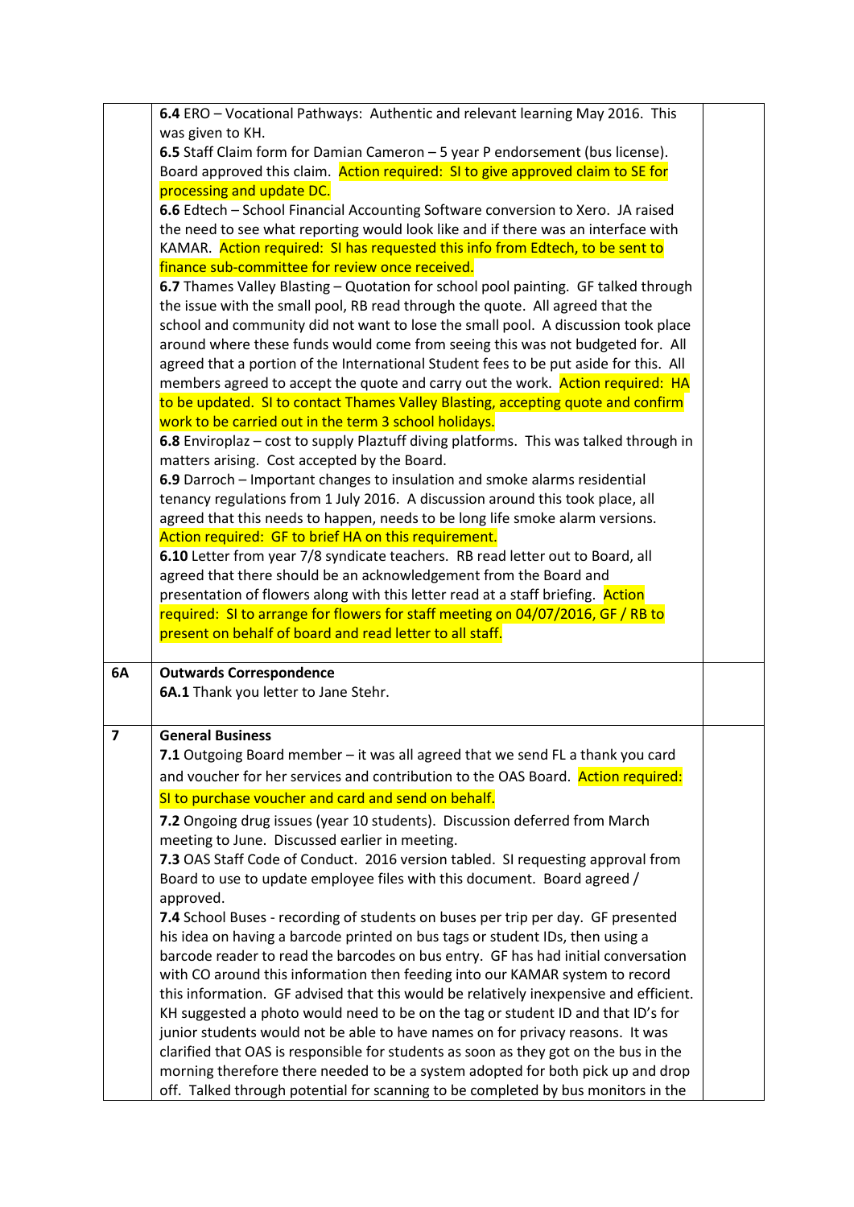| | | |
|---|---|---|
| | **6.4** ERO – Vocational Pathways: Authentic and relevant learning May 2016. This was given to KH.<br>**6.5** Staff Claim form for Damian Cameron – 5 year P endorsement (bus license). Board approved this claim. Action required: SI to give approved claim to SE for processing and update DC.<br>**6.6** Edtech – School Financial Accounting Software conversion to Xero. JA raised the need to see what reporting would look like and if there was an interface with KAMAR. Action required: SI has requested this info from Edtech, to be sent to finance sub-committee for review once received.<br>**6.7** Thames Valley Blasting – Quotation for school pool painting. GF talked through the issue with the small pool, RB read through the quote. All agreed that the school and community did not want to lose the small pool. A discussion took place around where these funds would come from seeing this was not budgeted for. All agreed that a portion of the International Student fees to be put aside for this. All members agreed to accept the quote and carry out the work. Action required: HA to be updated. SI to contact Thames Valley Blasting, accepting quote and confirm work to be carried out in the term 3 school holidays.<br>**6.8** Enviroplaz – cost to supply Plaztuff diving platforms. This was talked through in matters arising. Cost accepted by the Board.<br>**6.9** Darroch – Important changes to insulation and smoke alarms residential tenancy regulations from 1 July 2016. A discussion around this took place, all agreed that this needs to happen, needs to be long life smoke alarm versions. Action required: GF to brief HA on this requirement.<br>**6.10** Letter from year 7/8 syndicate teachers. RB read letter out to Board, all agreed that there should be an acknowledgement from the Board and presentation of flowers along with this letter read at a staff briefing. Action required: SI to arrange for flowers for staff meeting on 04/07/2016, GF / RB to present on behalf of board and read letter to all staff. | |
| **6A** | **Outwards Correspondence**<br>**6A.1** Thank you letter to Jane Stehr. | |
| **7** | **General Business**<br>**7.1** Outgoing Board member – it was all agreed that we send FL a thank you card and voucher for her services and contribution to the OAS Board. Action required: SI to purchase voucher and card and send on behalf.<br>**7.2** Ongoing drug issues (year 10 students). Discussion deferred from March meeting to June. Discussed earlier in meeting.<br>**7.3** OAS Staff Code of Conduct. 2016 version tabled. SI requesting approval from Board to use to update employee files with this document. Board agreed / approved.<br>**7.4** School Buses - recording of students on buses per trip per day. GF presented his idea on having a barcode printed on bus tags or student IDs, then using a barcode reader to read the barcodes on bus entry. GF has had initial conversation with CO around this information then feeding into our KAMAR system to record this information. GF advised that this would be relatively inexpensive and efficient. KH suggested a photo would need to be on the tag or student ID and that ID's for junior students would not be able to have names on for privacy reasons. It was clarified that OAS is responsible for students as soon as they got on the bus in the morning therefore there needed to be a system adopted for both pick up and drop off. Talked through potential for scanning to be completed by bus monitors in the | |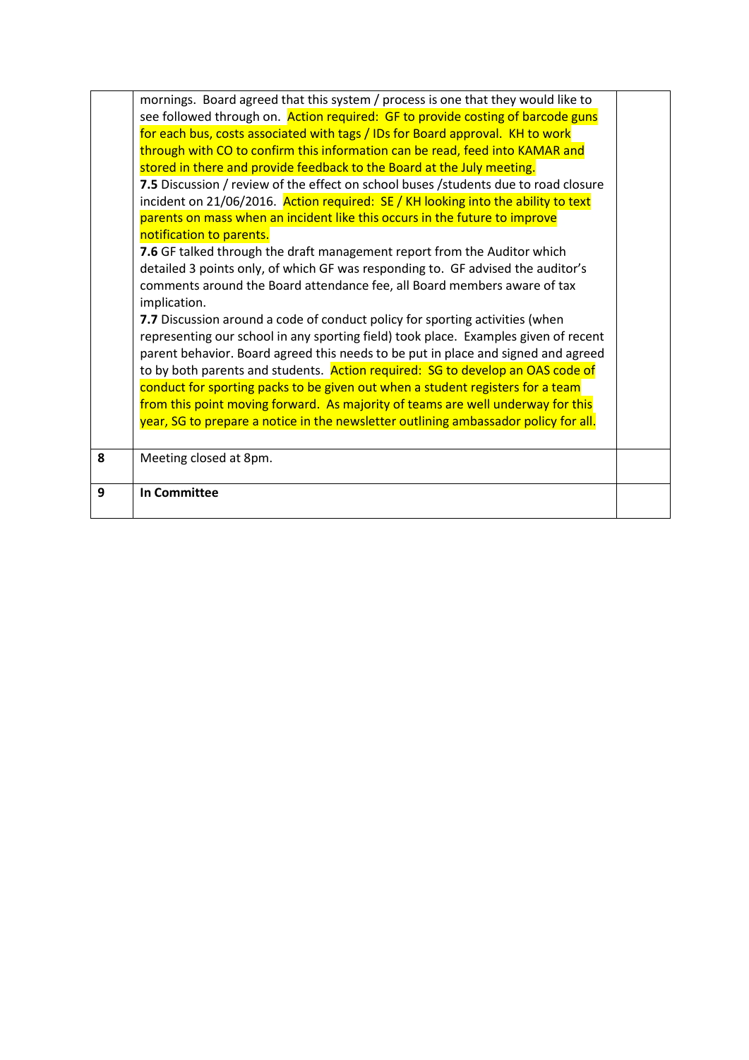| | | |
|---|---|---|
| | mornings. Board agreed that this system / process is one that they would like to see followed through on. Action required: GF to provide costing of barcode guns for each bus, costs associated with tags / IDs for Board approval. KH to work through with CO to confirm this information can be read, feed into KAMAR and stored in there and provide feedback to the Board at the July meeting.<br>**7.5** Discussion / review of the effect on school buses /students due to road closure incident on 21/06/2016. Action required: SE / KH looking into the ability to text parents on mass when an incident like this occurs in the future to improve notification to parents.<br>**7.6** GF talked through the draft management report from the Auditor which detailed 3 points only, of which GF was responding to. GF advised the auditor's comments around the Board attendance fee, all Board members aware of tax implication.<br>**7.7** Discussion around a code of conduct policy for sporting activities (when representing our school in any sporting field) took place. Examples given of recent parent behavior. Board agreed this needs to be put in place and signed and agreed to by both parents and students. Action required: SG to develop an OAS code of conduct for sporting packs to be given out when a student registers for a team from this point moving forward. As majority of teams are well underway for this year, SG to prepare a notice in the newsletter outlining ambassador policy for all. | |
| **8** | Meeting closed at 8pm. | |
| **9** | **In Committee** | |